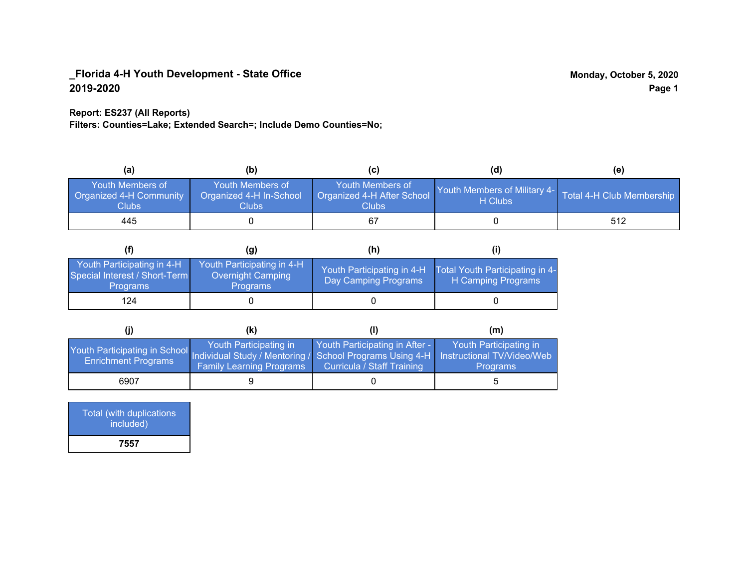**_Florida 4-H Youth Development - State Office**
**2019-2020**

**Monday, October 5, 2020**

**Report: ES237 (All Reports)**
**Filters: Counties=Lake; Extended Search=; Include Demo Counties=No;**

| (a) | (b) | (c) | (d) | (e) |
|---|---|---|---|---|
| Youth Members of Organized 4-H Community Clubs | Youth Members of Organized 4-H In-School Clubs | Youth Members of Organized 4-H After School Clubs | Youth Members of Military 4-H Clubs | Total 4-H Club Membership |
| 445 | 0 | 67 | 0 | 512 |

| (f) | (g) | (h) | (i) |
|---|---|---|---|
| Youth Participating in 4-H Special Interest / Short-Term Programs | Youth Participating in 4-H Overnight Camping Programs | Youth Participating in 4-H Day Camping Programs | Total Youth Participating in 4-H Camping Programs |
| 124 | 0 | 0 | 0 |

| (j) | (k) | (l) | (m) |
|---|---|---|---|
| Youth Participating in School Enrichment Programs | Youth Participating in Individual Study / Mentoring / Family Learning Programs | Youth Participating in After - School Programs Using 4-H Curricula / Staff Training | Youth Participating in Instructional TV/Video/Web Programs |
| 6907 | 9 | 0 | 5 |

| Total (with duplications included) |
|---|
| **7557** |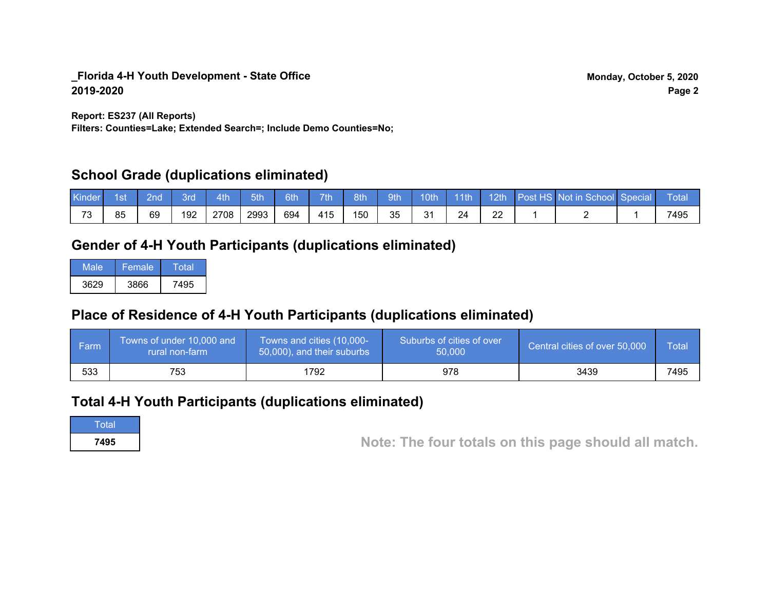**_Florida 4-H Youth Development - State Office**
**2019-2020**

**Monday, October 5, 2020**

**Report: ES237 (All Reports)**
**Filters: Counties=Lake; Extended Search=; Include Demo Counties=No;**

## School Grade (duplications eliminated)

| Kinder | 1st | 2nd | 3rd | 4th | 5th | 6th | 7th | 8th | 9th | 10th | 11th | 12th | Post HS | Not in School | Special | Total |
|---|---|---|---|---|---|---|---|---|---|---|---|---|---|---|---|---|
| 73 | 85 | 69 | 192 | 2708 | 2993 | 694 | 415 | 150 | 35 | 31 | 24 | 22 | 1 | 2 | 1 | 7495 |

## Gender of 4-H Youth Participants (duplications eliminated)

| Male | Female | Total |
|---|---|---|
| 3629 | 3866 | 7495 |

## Place of Residence of 4-H Youth Participants (duplications eliminated)

| Farm | Towns of under 10,000 and rural non-farm | Towns and cities (10,000-50,000), and their suburbs | Suburbs of cities of over 50,000 | Central cities of over 50,000 | Total |
|---|---|---|---|---|---|
| 533 | 753 | 1792 | 978 | 3439 | 7495 |

## Total 4-H Youth Participants (duplications eliminated)

| Total |
|---|
| **7495** |

**Note: The four totals on this page should all match.**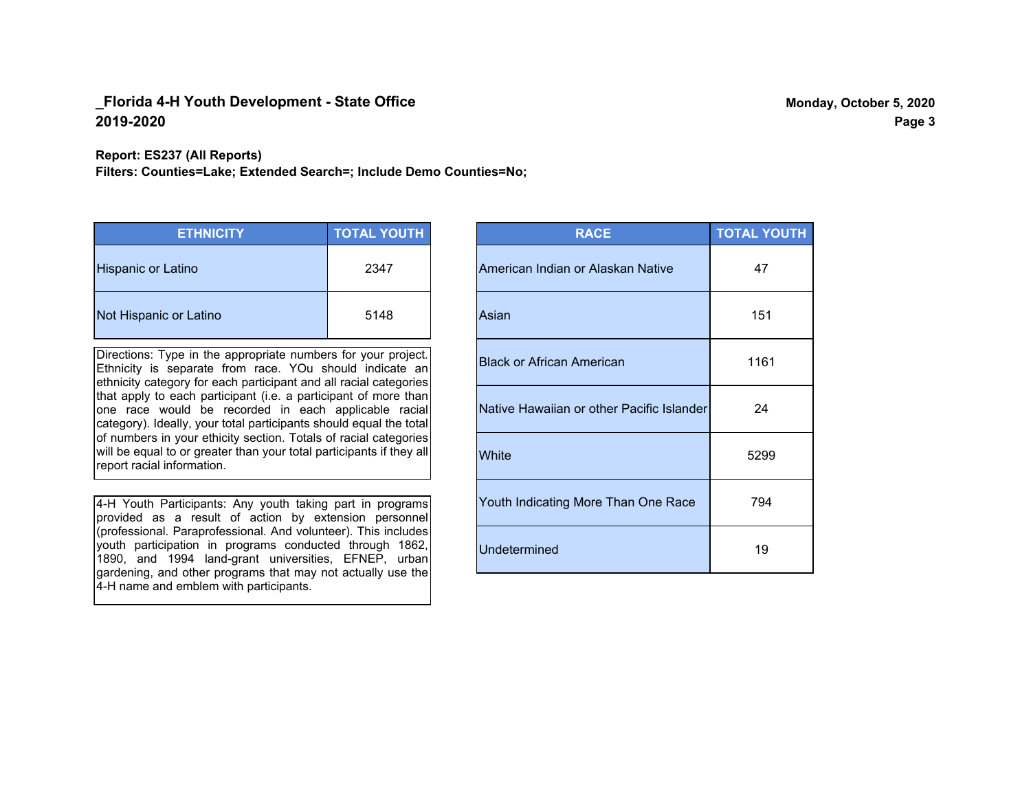## _Florida 4-H Youth Development - State Office
## 2019-2020

Monday, October 5, 2020

**Report: ES237 (All Reports)**
**Filters: Counties=Lake; Extended Search=; Include Demo Counties=No;**

| ETHNICITY | TOTAL YOUTH |
|---|---|
| Hispanic or Latino | 2347 |
| Not Hispanic or Latino | 5148 |

Directions: Type in the appropriate numbers for your project. Ethnicity is separate from race. YOu should indicate an ethnicity category for each participant and all racial categories that apply to each participant (i.e. a participant of more than one race would be recorded in each applicable racial category). Ideally, your total participants should equal the total of numbers in your ethicity section. Totals of racial categories will be equal to or greater than your total participants if they all report racial information.

4-H Youth Participants: Any youth taking part in programs provided as a result of action by extension personnel (professional. Paraprofessional. And volunteer). This includes youth participation in programs conducted through 1862, 1890, and 1994 land-grant universities, EFNEP, urban gardening, and other programs that may not actually use the 4-H name and emblem with participants.

| RACE | TOTAL YOUTH |
|---|---|
| American Indian or Alaskan Native | 47 |
| Asian | 151 |
| Black or African American | 1161 |
| Native Hawaiian or other Pacific Islander | 24 |
| White | 5299 |
| Youth Indicating More Than One Race | 794 |
| Undetermined | 19 |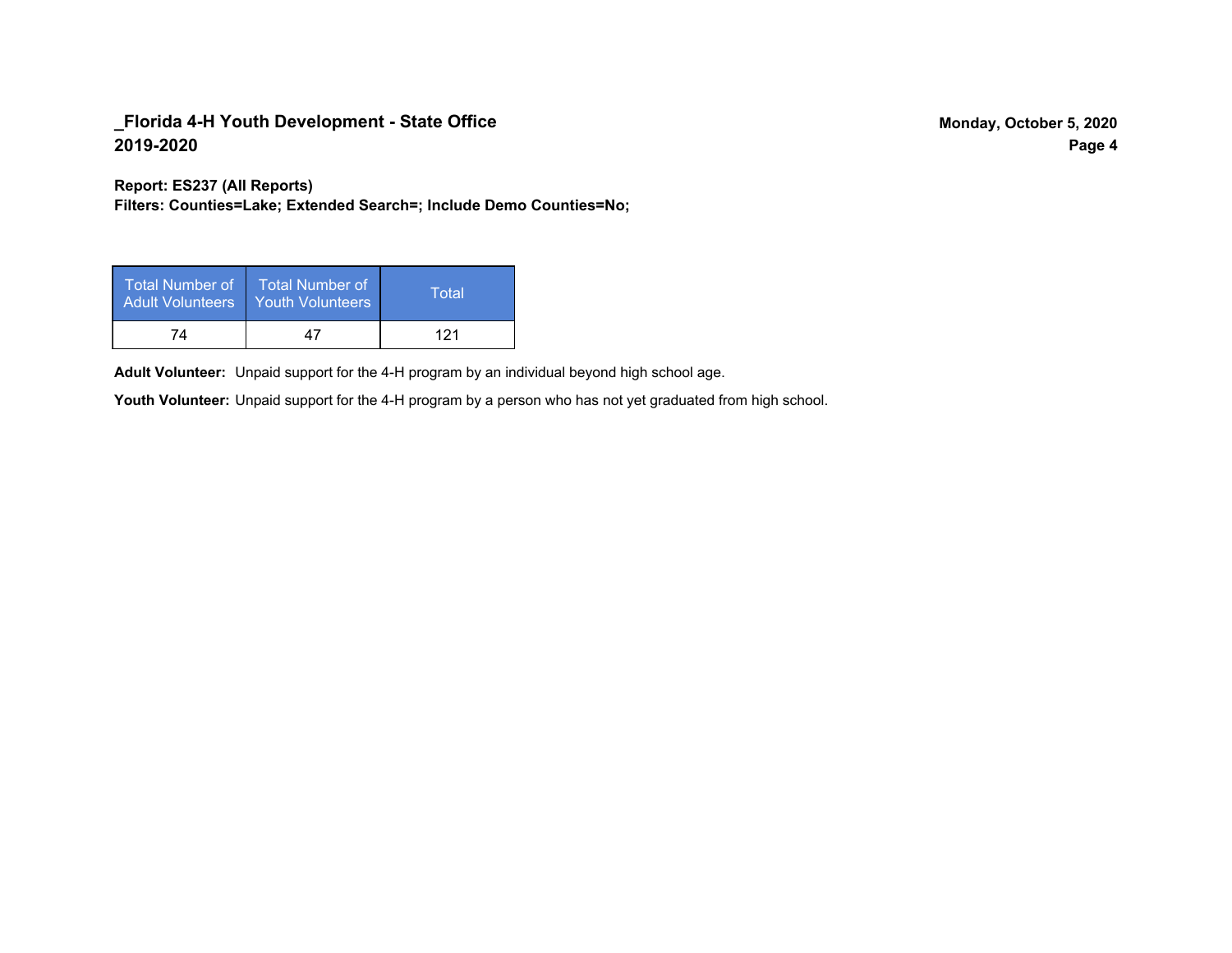**Report: ES237 (All Reports)**
**Filters: Counties=Lake; Extended Search=; Include Demo Counties=No;**

| Total Number of Adult Volunteers | Total Number of Youth Volunteers | Total |
|---|---|---|
| 74 | 47 | 121 |

**Adult Volunteer:** Unpaid support for the 4-H program by an individual beyond high school age.

**Youth Volunteer:** Unpaid support for the 4-H program by a person who has not yet graduated from high school.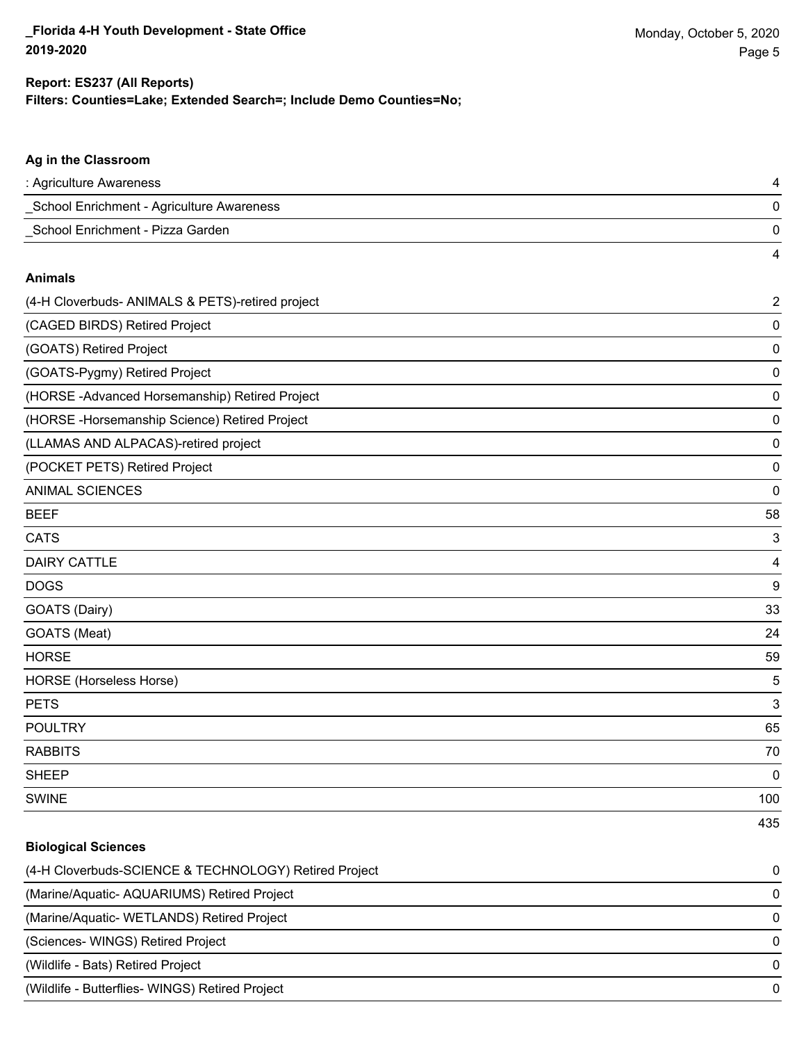**Report: ES237 (All Reports)**
**Filters: Counties=Lake; Extended Search=; Include Demo Counties=No;**

### Ag in the Classroom

| Project | Count |
|---|---|
| : Agriculture Awareness | 4 |
| _School Enrichment - Agriculture Awareness | 0 |
| _School Enrichment - Pizza Garden | 0 |
| | 4 |

### Animals

| Project | Count |
|---|---|
| (4-H Cloverbuds- ANIMALS & PETS)-retired project | 2 |
| (CAGED BIRDS) Retired Project | 0 |
| (GOATS) Retired Project | 0 |
| (GOATS-Pygmy) Retired Project | 0 |
| (HORSE -Advanced Horsemanship) Retired Project | 0 |
| (HORSE -Horsemanship Science) Retired Project | 0 |
| (LLAMAS AND ALPACAS)-retired project | 0 |
| (POCKET PETS) Retired Project | 0 |
| ANIMAL SCIENCES | 0 |
| BEEF | 58 |
| CATS | 3 |
| DAIRY CATTLE | 4 |
| DOGS | 9 |
| GOATS (Dairy) | 33 |
| GOATS (Meat) | 24 |
| HORSE | 59 |
| HORSE (Horseless Horse) | 5 |
| PETS | 3 |
| POULTRY | 65 |
| RABBITS | 70 |
| SHEEP | 0 |
| SWINE | 100 |
| | 435 |

### Biological Sciences

| Project | Count |
|---|---|
| (4-H Cloverbuds-SCIENCE & TECHNOLOGY) Retired Project | 0 |
| (Marine/Aquatic- AQUARIUMS) Retired Project | 0 |
| (Marine/Aquatic- WETLANDS) Retired Project | 0 |
| (Sciences- WINGS) Retired Project | 0 |
| (Wildlife - Bats) Retired Project | 0 |
| (Wildlife - Butterflies- WINGS) Retired Project | 0 |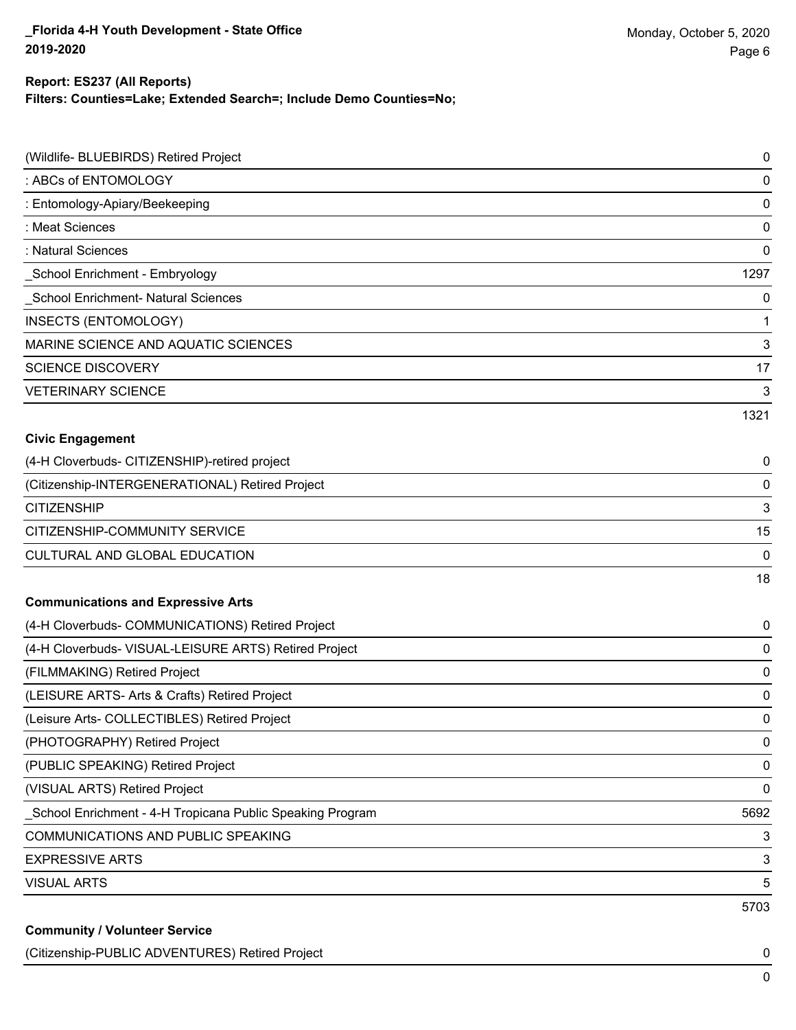**Report: ES237 (All Reports)**
**Filters: Counties=Lake; Extended Search=; Include Demo Counties=No;**

| | |
|---|---|
| (Wildlife- BLUEBIRDS) Retired Project | 0 |
| : ABCs of ENTOMOLOGY | 0 |
| : Entomology-Apiary/Beekeeping | 0 |
| : Meat Sciences | 0 |
| : Natural Sciences | 0 |
| _School Enrichment - Embryology | 1297 |
| _School Enrichment- Natural Sciences | 0 |
| INSECTS (ENTOMOLOGY) | 1 |
| MARINE SCIENCE AND AQUATIC SCIENCES | 3 |
| SCIENCE DISCOVERY | 17 |
| VETERINARY SCIENCE | 3 |
| | 1321 |

**Civic Engagement**

| | |
|---|---|
| (4-H Cloverbuds- CITIZENSHIP)-retired project | 0 |
| (Citizenship-INTERGENERATIONAL) Retired Project | 0 |
| CITIZENSHIP | 3 |
| CITIZENSHIP-COMMUNITY SERVICE | 15 |
| CULTURAL AND GLOBAL EDUCATION | 0 |
| | 18 |

**Communications and Expressive Arts**

| | |
|---|---|
| (4-H Cloverbuds- COMMUNICATIONS) Retired Project | 0 |
| (4-H Cloverbuds- VISUAL-LEISURE ARTS) Retired Project | 0 |
| (FILMMAKING) Retired Project | 0 |
| (LEISURE ARTS- Arts & Crafts) Retired Project | 0 |
| (Leisure Arts- COLLECTIBLES) Retired Project | 0 |
| (PHOTOGRAPHY) Retired Project | 0 |
| (PUBLIC SPEAKING) Retired Project | 0 |
| (VISUAL ARTS) Retired Project | 0 |
| _School Enrichment - 4-H Tropicana Public Speaking Program | 5692 |
| COMMUNICATIONS AND PUBLIC SPEAKING | 3 |
| EXPRESSIVE ARTS | 3 |
| VISUAL ARTS | 5 |
| | 5703 |

**Community / Volunteer Service**

| | |
|---|---|
| (Citizenship-PUBLIC ADVENTURES) Retired Project | 0 |
| | 0 |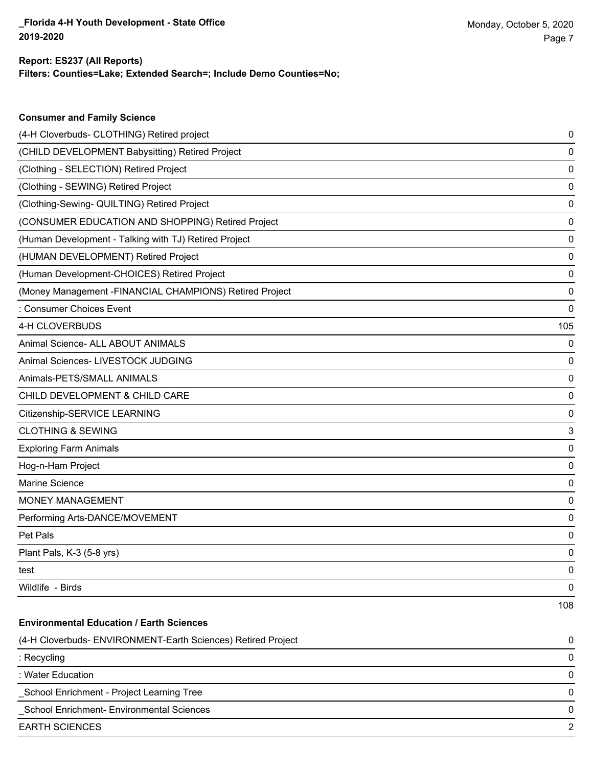**Report: ES237 (All Reports)**
**Filters: Counties=Lake; Extended Search=; Include Demo Counties=No;**

### Consumer and Family Science

| | |
|---|---|
| (4-H Cloverbuds- CLOTHING) Retired project | 0 |
| (CHILD DEVELOPMENT Babysitting) Retired Project | 0 |
| (Clothing - SELECTION) Retired Project | 0 |
| (Clothing - SEWING) Retired Project | 0 |
| (Clothing-Sewing- QUILTING) Retired Project | 0 |
| (CONSUMER EDUCATION AND SHOPPING) Retired Project | 0 |
| (Human Development - Talking with TJ) Retired Project | 0 |
| (HUMAN DEVELOPMENT) Retired Project | 0 |
| (Human Development-CHOICES) Retired Project | 0 |
| (Money Management -FINANCIAL CHAMPIONS) Retired Project | 0 |
| : Consumer Choices Event | 0 |
| 4-H CLOVERBUDS | 105 |
| Animal Science- ALL ABOUT ANIMALS | 0 |
| Animal Sciences- LIVESTOCK JUDGING | 0 |
| Animals-PETS/SMALL ANIMALS | 0 |
| CHILD DEVELOPMENT & CHILD CARE | 0 |
| Citizenship-SERVICE LEARNING | 0 |
| CLOTHING & SEWING | 3 |
| Exploring Farm Animals | 0 |
| Hog-n-Ham Project | 0 |
| Marine Science | 0 |
| MONEY MANAGEMENT | 0 |
| Performing Arts-DANCE/MOVEMENT | 0 |
| Pet Pals | 0 |
| Plant Pals, K-3 (5-8 yrs) | 0 |
| test | 0 |
| Wildlife - Birds | 0 |
| | 108 |

### Environmental Education / Earth Sciences

| | |
|---|---|
| (4-H Cloverbuds- ENVIRONMENT-Earth Sciences) Retired Project | 0 |
| : Recycling | 0 |
| : Water Education | 0 |
| _School Enrichment - Project Learning Tree | 0 |
| _School Enrichment- Environmental Sciences | 0 |
| EARTH SCIENCES | 2 |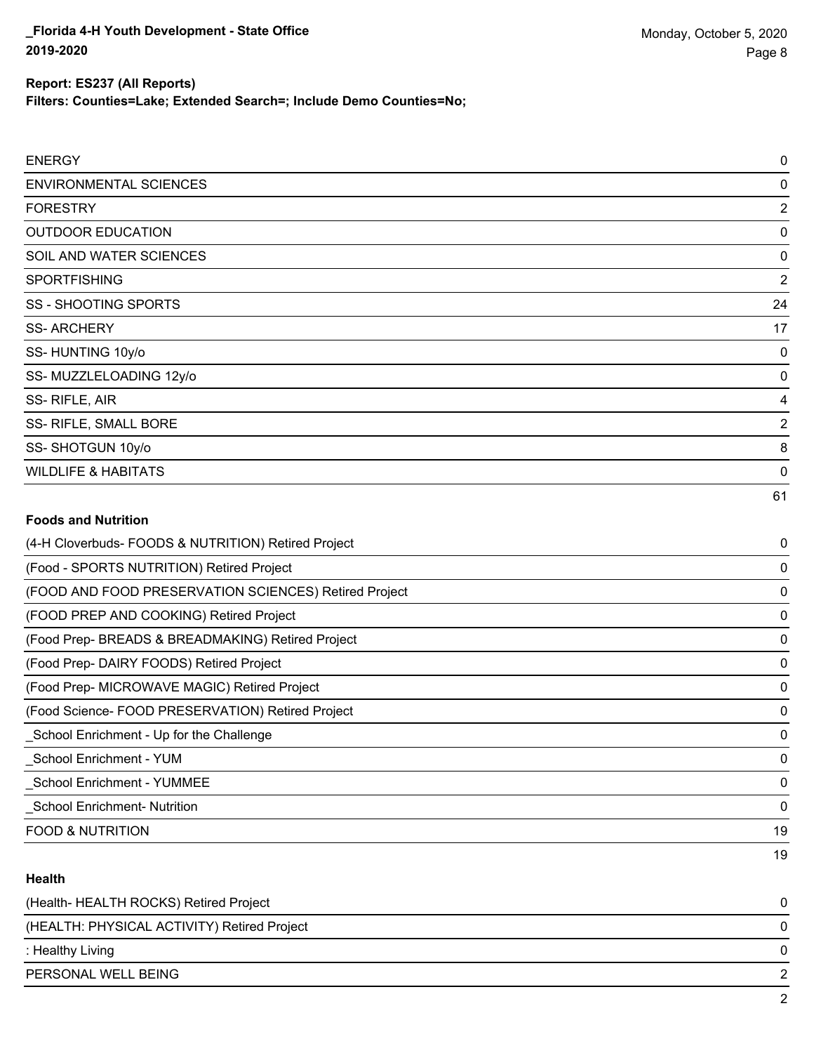| | |
|---|---|
| ENERGY | 0 |
| ENVIRONMENTAL SCIENCES | 0 |
| FORESTRY | 2 |
| OUTDOOR EDUCATION | 0 |
| SOIL AND WATER SCIENCES | 0 |
| SPORTFISHING | 2 |
| SS - SHOOTING SPORTS | 24 |
| SS- ARCHERY | 17 |
| SS- HUNTING 10y/o | 0 |
| SS- MUZZLELOADING 12y/o | 0 |
| SS- RIFLE, AIR | 4 |
| SS- RIFLE, SMALL BORE | 2 |
| SS- SHOTGUN 10y/o | 8 |
| WILDLIFE & HABITATS | 0 |
| | 61 |

**Foods and Nutrition**

| | |
|---|---|
| (4-H Cloverbuds- FOODS & NUTRITION) Retired Project | 0 |
| (Food - SPORTS NUTRITION) Retired Project | 0 |
| (FOOD AND FOOD PRESERVATION SCIENCES) Retired Project | 0 |
| (FOOD PREP AND COOKING) Retired Project | 0 |
| (Food Prep- BREADS & BREADMAKING) Retired Project | 0 |
| (Food Prep- DAIRY FOODS) Retired Project | 0 |
| (Food Prep- MICROWAVE MAGIC) Retired Project | 0 |
| (Food Science- FOOD PRESERVATION) Retired Project | 0 |
| _School Enrichment - Up for the Challenge | 0 |
| _School Enrichment - YUM | 0 |
| _School Enrichment - YUMMEE | 0 |
| _School Enrichment- Nutrition | 0 |
| FOOD & NUTRITION | 19 |
| | 19 |

**Health**

| | |
|---|---|
| (Health- HEALTH ROCKS) Retired Project | 0 |
| (HEALTH: PHYSICAL ACTIVITY) Retired Project | 0 |
| : Healthy Living | 0 |
| PERSONAL WELL BEING | 2 |
| | 2 |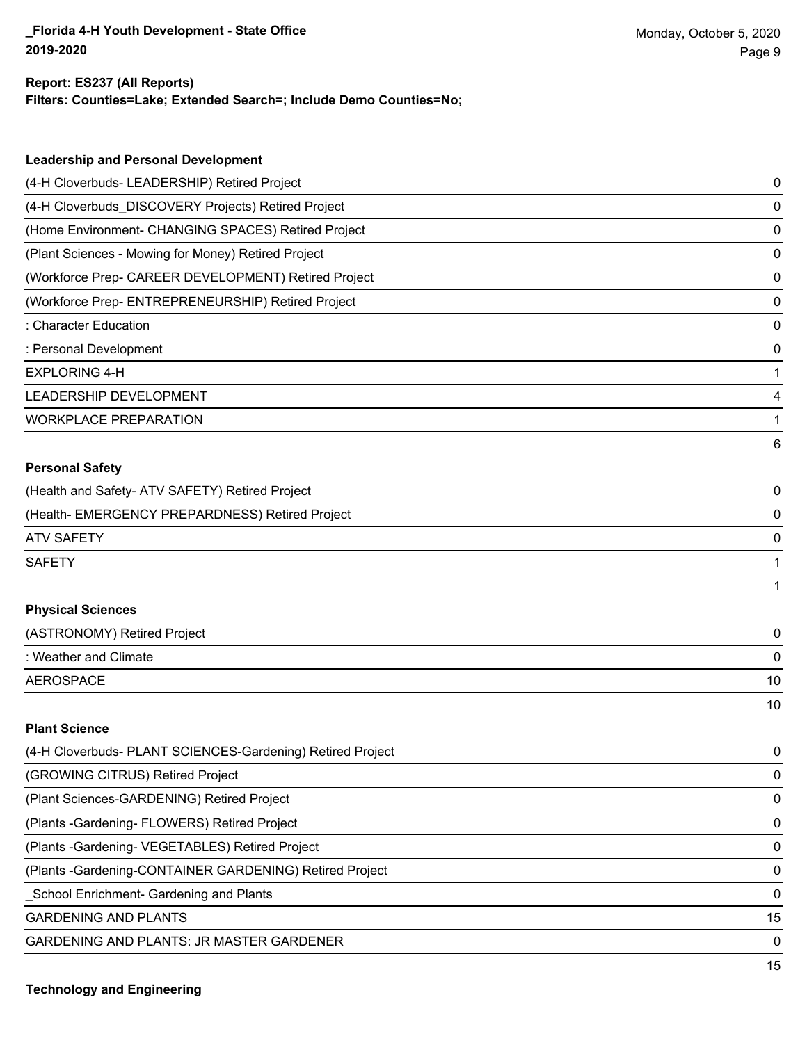**Report: ES237 (All Reports)**
**Filters: Counties=Lake; Extended Search=; Include Demo Counties=No;**

### Leadership and Personal Development

| | |
|---|---|
| (4-H Cloverbuds- LEADERSHIP) Retired Project | 0 |
| (4-H Cloverbuds_DISCOVERY Projects) Retired Project | 0 |
| (Home Environment- CHANGING SPACES) Retired Project | 0 |
| (Plant Sciences - Mowing for Money) Retired Project | 0 |
| (Workforce Prep- CAREER DEVELOPMENT) Retired Project | 0 |
| (Workforce Prep- ENTREPRENEURSHIP) Retired Project | 0 |
| : Character Education | 0 |
| : Personal Development | 0 |
| EXPLORING 4-H | 1 |
| LEADERSHIP DEVELOPMENT | 4 |
| WORKPLACE PREPARATION | 1 |
| | 6 |

### Personal Safety

| | |
|---|---|
| (Health and Safety- ATV SAFETY) Retired Project | 0 |
| (Health- EMERGENCY PREPARDNESS) Retired Project | 0 |
| ATV SAFETY | 0 |
| SAFETY | 1 |
| | 1 |

### Physical Sciences

| | |
|---|---|
| (ASTRONOMY) Retired Project | 0 |
| : Weather and Climate | 0 |
| AEROSPACE | 10 |
| | 10 |

### Plant Science

| | |
|---|---|
| (4-H Cloverbuds- PLANT SCIENCES-Gardening) Retired Project | 0 |
| (GROWING CITRUS) Retired Project | 0 |
| (Plant Sciences-GARDENING) Retired Project | 0 |
| (Plants -Gardening- FLOWERS) Retired Project | 0 |
| (Plants -Gardening- VEGETABLES) Retired Project | 0 |
| (Plants -Gardening-CONTAINER GARDENING) Retired Project | 0 |
| _School Enrichment- Gardening and Plants | 0 |
| GARDENING AND PLANTS | 15 |
| GARDENING AND PLANTS: JR MASTER GARDENER | 0 |
| | 15 |

### Technology and Engineering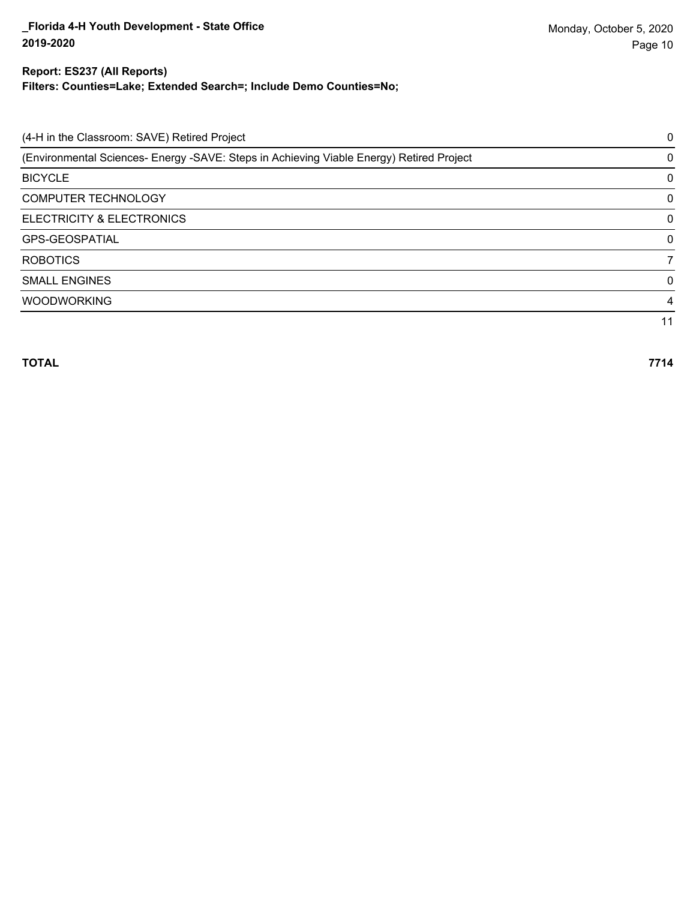| | |
|---|---|
| (4-H in the Classroom: SAVE) Retired Project | 0 |
| (Environmental Sciences- Energy -SAVE: Steps in Achieving Viable Energy) Retired Project | 0 |
| BICYCLE | 0 |
| COMPUTER TECHNOLOGY | 0 |
| ELECTRICITY & ELECTRONICS | 0 |
| GPS-GEOSPATIAL | 0 |
| ROBOTICS | 7 |
| SMALL ENGINES | 0 |
| WOODWORKING | 4 |
| | 11 |

**TOTAL** **7714**